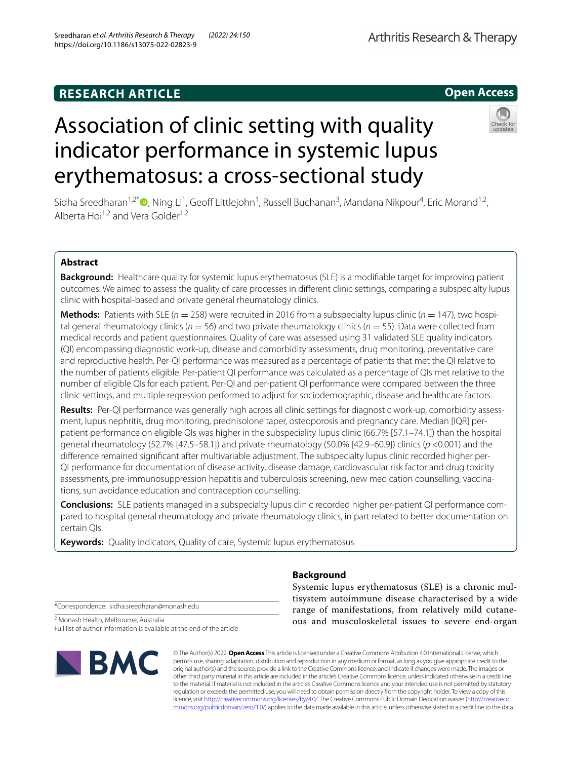RESEARCH ARTICLE

Open Access

# Association of clinic setting with quality indicator performance in systemic lupus erythematosus: a cross-sectional study

Sidha Sreedharan[1,2*], Ning Li[1], Geoff Littlejohn[1], Russell Buchanan[3], Mandana Nikpour[4], Eric Morand[1,2], Alberta Hoi[1,2] and Vera Golder[1,2]

## Abstract

**Background:** Healthcare quality for systemic lupus erythematosus (SLE) is a modifiable target for improving patient outcomes. We aimed to assess the quality of care processes in different clinic settings, comparing a subspecialty lupus clinic with hospital-based and private general rheumatology clinics.

**Methods:** Patients with SLE ($n = 258$) were recruited in 2016 from a subspecialty lupus clinic ($n = 147$), two hospital general rheumatology clinics ($n = 56$) and two private rheumatology clinics ($n = 55$). Data were collected from medical records and patient questionnaires. Quality of care was assessed using 31 validated SLE quality indicators (QI) encompassing diagnostic work-up, disease and comorbidity assessments, drug monitoring, preventative care and reproductive health. Per-QI performance was measured as a percentage of patients that met the QI relative to the number of patients eligible. Per-patient QI performance was calculated as a percentage of QIs met relative to the number of eligible QIs for each patient. Per-QI and per-patient QI performance were compared between the three clinic settings, and multiple regression performed to adjust for sociodemographic, disease and healthcare factors.

**Results:** Per-QI performance was generally high across all clinic settings for diagnostic work-up, comorbidity assessment, lupus nephritis, drug monitoring, prednisolone taper, osteoporosis and pregnancy care. Median [IQR] per-patient performance on eligible QIs was higher in the subspeciality lupus clinic (66.7% [57.1–74.1]) than the hospital general rheumatology (52.7% [47.5–58.1]) and private rheumatology (50.0% [42.9–60.9]) clinics ($p < 0.001$) and the difference remained significant after multivariable adjustment. The subspecialty lupus clinic recorded higher per-QI performance for documentation of disease activity, disease damage, cardiovascular risk factor and drug toxicity assessments, pre-immunosuppression hepatitis and tuberculosis screening, new medication counselling, vaccinations, sun avoidance education and contraception counselling.

**Conclusions:** SLE patients managed in a subspecialty lupus clinic recorded higher per-patient QI performance compared to hospital general rheumatology and private rheumatology clinics, in part related to better documentation on certain QIs.

**Keywords:** Quality indicators, Quality of care, Systemic lupus erythematosus

## Background

Systemic lupus erythematosus (SLE) is a chronic multisystem autoimmune disease characterised by a wide range of manifestations, from relatively mild cutaneous and musculoskeletal issues to severe end-organ

*Correspondence: sidha.sreedharan@monash.edu

[2] Monash Health, Melbourne, Australia

Full list of author information is available at the end of the article

© The Author(s) 2022. **Open Access** This article is licensed under a Creative Commons Attribution 4.0 International License, which permits use, sharing, adaptation, distribution and reproduction in any medium or format, as long as you give appropriate credit to the original author(s) and the source, provide a link to the Creative Commons licence, and indicate if changes were made. The images or other third party material in this article are included in the article's Creative Commons licence, unless indicated otherwise in a credit line to the material. If material is not included in the article's Creative Commons licence and your intended use is not permitted by statutory regulation or exceeds the permitted use, you will need to obtain permission directly from the copyright holder. To view a copy of this licence, visit http://creativecommons.org/licenses/by/4.0/. The Creative Commons Public Domain Dedication waiver (http://creativecommons.org/publicdomain/zero/1.0/) applies to the data made available in this article, unless otherwise stated in a credit line to the data.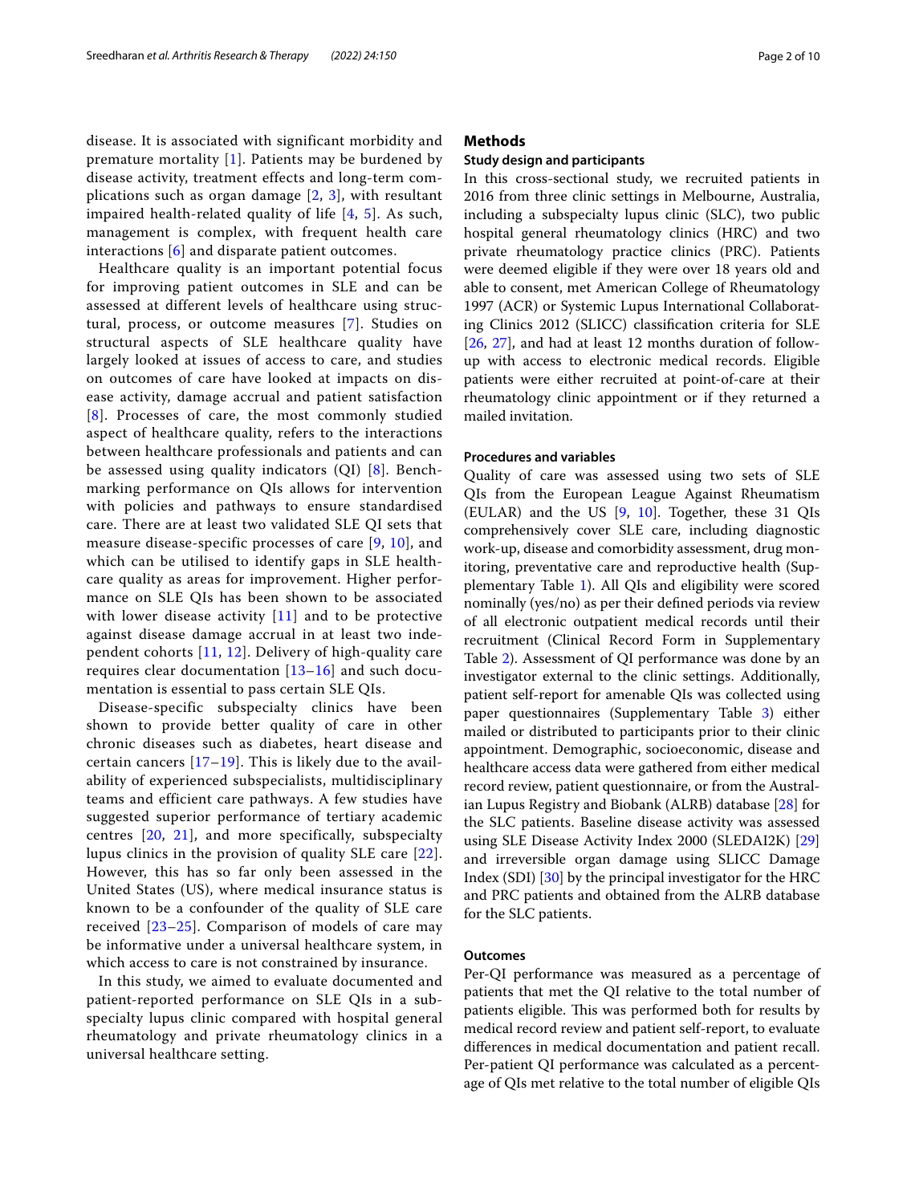disease. It is associated with significant morbidity and premature mortality [1]. Patients may be burdened by disease activity, treatment effects and long-term complications such as organ damage [2, 3], with resultant impaired health-related quality of life [4, 5]. As such, management is complex, with frequent health care interactions [6] and disparate patient outcomes.

Healthcare quality is an important potential focus for improving patient outcomes in SLE and can be assessed at different levels of healthcare using structural, process, or outcome measures [7]. Studies on structural aspects of SLE healthcare quality have largely looked at issues of access to care, and studies on outcomes of care have looked at impacts on disease activity, damage accrual and patient satisfaction [8]. Processes of care, the most commonly studied aspect of healthcare quality, refers to the interactions between healthcare professionals and patients and can be assessed using quality indicators (QI) [8]. Benchmarking performance on QIs allows for intervention with policies and pathways to ensure standardised care. There are at least two validated SLE QI sets that measure disease-specific processes of care [9, 10], and which can be utilised to identify gaps in SLE healthcare quality as areas for improvement. Higher performance on SLE QIs has been shown to be associated with lower disease activity [11] and to be protective against disease damage accrual in at least two independent cohorts [11, 12]. Delivery of high-quality care requires clear documentation [13–16] and such documentation is essential to pass certain SLE QIs.

Disease-specific subspecialty clinics have been shown to provide better quality of care in other chronic diseases such as diabetes, heart disease and certain cancers [17–19]. This is likely due to the availability of experienced subspecialists, multidisciplinary teams and efficient care pathways. A few studies have suggested superior performance of tertiary academic centres [20, 21], and more specifically, subspecialty lupus clinics in the provision of quality SLE care [22]. However, this has so far only been assessed in the United States (US), where medical insurance status is known to be a confounder of the quality of SLE care received [23–25]. Comparison of models of care may be informative under a universal healthcare system, in which access to care is not constrained by insurance.

In this study, we aimed to evaluate documented and patient-reported performance on SLE QIs in a subspecialty lupus clinic compared with hospital general rheumatology and private rheumatology clinics in a universal healthcare setting.

## Methods

### Study design and participants

In this cross-sectional study, we recruited patients in 2016 from three clinic settings in Melbourne, Australia, including a subspecialty lupus clinic (SLC), two public hospital general rheumatology clinics (HRC) and two private rheumatology practice clinics (PRC). Patients were deemed eligible if they were over 18 years old and able to consent, met American College of Rheumatology 1997 (ACR) or Systemic Lupus International Collaborating Clinics 2012 (SLICC) classification criteria for SLE [26, 27], and had at least 12 months duration of follow-up with access to electronic medical records. Eligible patients were either recruited at point-of-care at their rheumatology clinic appointment or if they returned a mailed invitation.

### Procedures and variables

Quality of care was assessed using two sets of SLE QIs from the European League Against Rheumatism (EULAR) and the US [9, 10]. Together, these 31 QIs comprehensively cover SLE care, including diagnostic work-up, disease and comorbidity assessment, drug monitoring, preventative care and reproductive health (Supplementary Table 1). All QIs and eligibility were scored nominally (yes/no) as per their defined periods via review of all electronic outpatient medical records until their recruitment (Clinical Record Form in Supplementary Table 2). Assessment of QI performance was done by an investigator external to the clinic settings. Additionally, patient self-report for amenable QIs was collected using paper questionnaires (Supplementary Table 3) either mailed or distributed to participants prior to their clinic appointment. Demographic, socioeconomic, disease and healthcare access data were gathered from either medical record review, patient questionnaire, or from the Australian Lupus Registry and Biobank (ALRB) database [28] for the SLC patients. Baseline disease activity was assessed using SLE Disease Activity Index 2000 (SLEDAI2K) [29] and irreversible organ damage using SLICC Damage Index (SDI) [30] by the principal investigator for the HRC and PRC patients and obtained from the ALRB database for the SLC patients.

### Outcomes

Per-QI performance was measured as a percentage of patients that met the QI relative to the total number of patients eligible. This was performed both for results by medical record review and patient self-report, to evaluate differences in medical documentation and patient recall. Per-patient QI performance was calculated as a percentage of QIs met relative to the total number of eligible QIs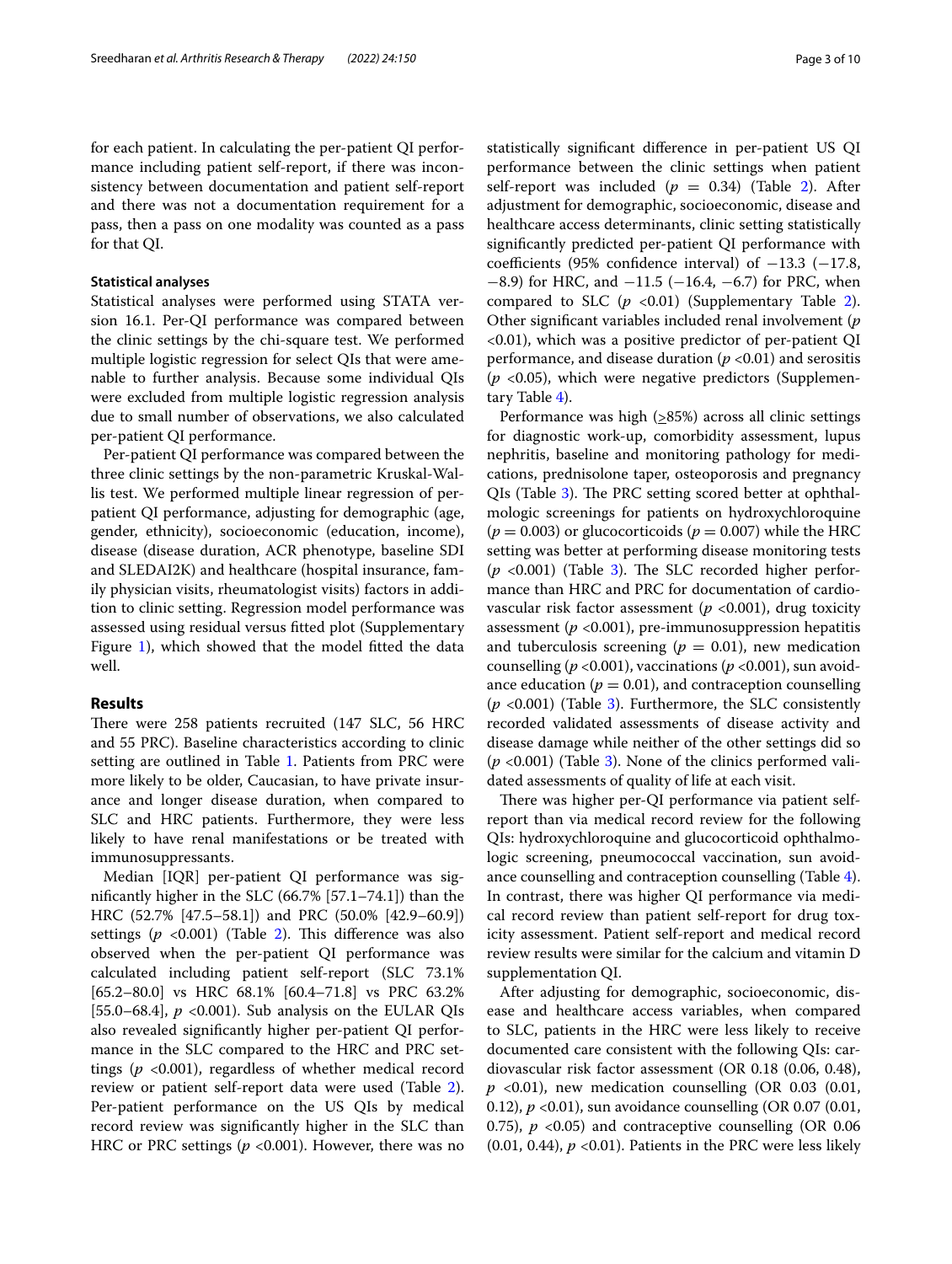for each patient. In calculating the per-patient QI performance including patient self-report, if there was inconsistency between documentation and patient self-report and there was not a documentation requirement for a pass, then a pass on one modality was counted as a pass for that QI.

### Statistical analyses

Statistical analyses were performed using STATA version 16.1. Per-QI performance was compared between the clinic settings by the chi-square test. We performed multiple logistic regression for select QIs that were amenable to further analysis. Because some individual QIs were excluded from multiple logistic regression analysis due to small number of observations, we also calculated per-patient QI performance.

Per-patient QI performance was compared between the three clinic settings by the non-parametric Kruskal-Wallis test. We performed multiple linear regression of per-patient QI performance, adjusting for demographic (age, gender, ethnicity), socioeconomic (education, income), disease (disease duration, ACR phenotype, baseline SDI and SLEDAI2K) and healthcare (hospital insurance, family physician visits, rheumatologist visits) factors in addition to clinic setting. Regression model performance was assessed using residual versus fitted plot (Supplementary Figure 1), which showed that the model fitted the data well.

## Results

There were 258 patients recruited (147 SLC, 56 HRC and 55 PRC). Baseline characteristics according to clinic setting are outlined in Table 1. Patients from PRC were more likely to be older, Caucasian, to have private insurance and longer disease duration, when compared to SLC and HRC patients. Furthermore, they were less likely to have renal manifestations or be treated with immunosuppressants.

Median [IQR] per-patient QI performance was significantly higher in the SLC (66.7% [57.1–74.1]) than the HRC (52.7% [47.5–58.1]) and PRC (50.0% [42.9–60.9]) settings ($p$ <0.001) (Table 2). This difference was also observed when the per-patient QI performance was calculated including patient self-report (SLC 73.1% [65.2–80.0] vs HRC 68.1% [60.4–71.8] vs PRC 63.2% [55.0–68.4], $p$ <0.001). Sub analysis on the EULAR QIs also revealed significantly higher per-patient QI performance in the SLC compared to the HRC and PRC settings ($p$ <0.001), regardless of whether medical record review or patient self-report data were used (Table 2). Per-patient performance on the US QIs by medical record review was significantly higher in the SLC than HRC or PRC settings ($p$ <0.001). However, there was no statistically significant difference in per-patient US QI performance between the clinic settings when patient self-report was included ($p$ = 0.34) (Table 2). After adjustment for demographic, socioeconomic, disease and healthcare access determinants, clinic setting statistically significantly predicted per-patient QI performance with coefficients (95% confidence interval) of −13.3 (−17.8, −8.9) for HRC, and −11.5 (−16.4, −6.7) for PRC, when compared to SLC ($p$ <0.01) (Supplementary Table 2). Other significant variables included renal involvement ($p$ <0.01), which was a positive predictor of per-patient QI performance, and disease duration ($p$ <0.01) and serositis ($p$ <0.05), which were negative predictors (Supplementary Table 4).

Performance was high (≥85%) across all clinic settings for diagnostic work-up, comorbidity assessment, lupus nephritis, baseline and monitoring pathology for medications, prednisolone taper, osteoporosis and pregnancy QIs (Table 3). The PRC setting scored better at ophthalmologic screenings for patients on hydroxychloroquine ($p$ = 0.003) or glucocorticoids ($p$ = 0.007) while the HRC setting was better at performing disease monitoring tests ($p$ <0.001) (Table 3). The SLC recorded higher performance than HRC and PRC for documentation of cardiovascular risk factor assessment ($p$ <0.001), drug toxicity assessment ($p$ <0.001), pre-immunosuppression hepatitis and tuberculosis screening ($p$ = 0.01), new medication counselling ($p$ <0.001), vaccinations ($p$ <0.001), sun avoidance education ($p$ = 0.01), and contraception counselling ($p$ <0.001) (Table 3). Furthermore, the SLC consistently recorded validated assessments of disease activity and disease damage while neither of the other settings did so ($p$ <0.001) (Table 3). None of the clinics performed validated assessments of quality of life at each visit.

There was higher per-QI performance via patient self-report than via medical record review for the following QIs: hydroxychloroquine and glucocorticoid ophthalmologic screening, pneumococcal vaccination, sun avoidance counselling and contraception counselling (Table 4). In contrast, there was higher QI performance via medical record review than patient self-report for drug toxicity assessment. Patient self-report and medical record review results were similar for the calcium and vitamin D supplementation QI.

After adjusting for demographic, socioeconomic, disease and healthcare access variables, when compared to SLC, patients in the HRC were less likely to receive documented care consistent with the following QIs: cardiovascular risk factor assessment (OR 0.18 (0.06, 0.48), $p$ <0.01), new medication counselling (OR 0.03 (0.01, 0.12), $p$ <0.01), sun avoidance counselling (OR 0.07 (0.01, 0.75), $p$ <0.05) and contraceptive counselling (OR 0.06 (0.01, 0.44), $p$ <0.01). Patients in the PRC were less likely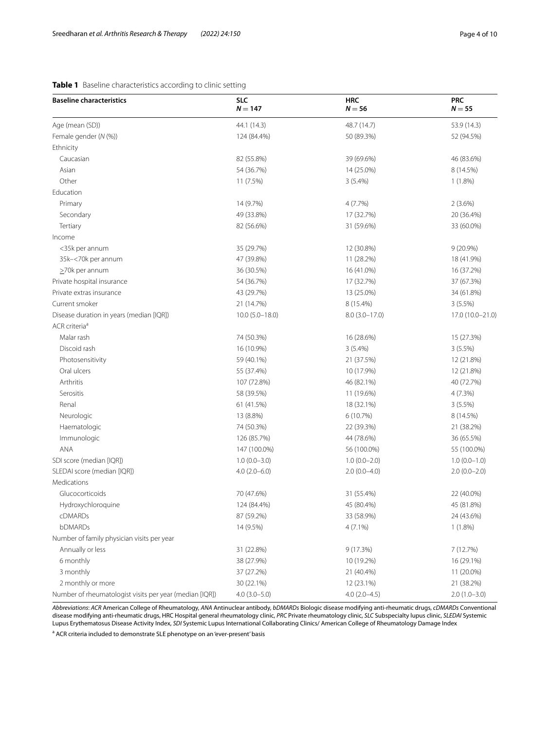**Table 1** Baseline characteristics according to clinic setting

| Baseline characteristics | SLC<br>$N = 147$ | HRC<br>$N = 56$ | PRC<br>$N = 55$ |
|---|---|---|---|
| Age (mean (SD)) | 44.1 (14.3) | 48.7 (14.7) | 53.9 (14.3) |
| Female gender (*N* (%)) | 124 (84.4%) | 50 (89.3%) | 52 (94.5%) |
| Ethnicity | | | |
| Caucasian | 82 (55.8%) | 39 (69.6%) | 46 (83.6%) |
| Asian | 54 (36.7%) | 14 (25.0%) | 8 (14.5%) |
| Other | 11 (7.5%) | 3 (5.4%) | 1 (1.8%) |
| Education | | | |
| Primary | 14 (9.7%) | 4 (7.7%) | 2 (3.6%) |
| Secondary | 49 (33.8%) | 17 (32.7%) | 20 (36.4%) |
| Tertiary | 82 (56.6%) | 31 (59.6%) | 33 (60.0%) |
| Income | | | |
| <35k per annum | 35 (29.7%) | 12 (30.8%) | 9 (20.9%) |
| 35k–<70k per annum | 47 (39.8%) | 11 (28.2%) | 18 (41.9%) |
| ≥70k per annum | 36 (30.5%) | 16 (41.0%) | 16 (37.2%) |
| Private hospital insurance | 54 (36.7%) | 17 (32.7%) | 37 (67.3%) |
| Private extras insurance | 43 (29.7%) | 13 (25.0%) | 34 (61.8%) |
| Current smoker | 21 (14.7%) | 8 (15.4%) | 3 (5.5%) |
| Disease duration in years (median [IQR]) | 10.0 (5.0–18.0) | 8.0 (3.0–17.0) | 17.0 (10.0–21.0) |
| ACR criteria[a] | | | |
| Malar rash | 74 (50.3%) | 16 (28.6%) | 15 (27.3%) |
| Discoid rash | 16 (10.9%) | 3 (5.4%) | 3 (5.5%) |
| Photosensitivity | 59 (40.1%) | 21 (37.5%) | 12 (21.8%) |
| Oral ulcers | 55 (37.4%) | 10 (17.9%) | 12 (21.8%) |
| Arthritis | 107 (72.8%) | 46 (82.1%) | 40 (72.7%) |
| Serositis | 58 (39.5%) | 11 (19.6%) | 4 (7.3%) |
| Renal | 61 (41.5%) | 18 (32.1%) | 3 (5.5%) |
| Neurologic | 13 (8.8%) | 6 (10.7%) | 8 (14.5%) |
| Haematologic | 74 (50.3%) | 22 (39.3%) | 21 (38.2%) |
| Immunologic | 126 (85.7%) | 44 (78.6%) | 36 (65.5%) |
| ANA | 147 (100.0%) | 56 (100.0%) | 55 (100.0%) |
| SDI score (median [IQR]) | 1.0 (0.0–3.0) | 1.0 (0.0–2.0) | 1.0 (0.0–1.0) |
| SLEDAI score (median [IQR]) | 4.0 (2.0–6.0) | 2.0 (0.0–4.0) | 2.0 (0.0–2.0) |
| Medications | | | |
| Glucocorticoids | 70 (47.6%) | 31 (55.4%) | 22 (40.0%) |
| Hydroxychloroquine | 124 (84.4%) | 45 (80.4%) | 45 (81.8%) |
| cDMARDs | 87 (59.2%) | 33 (58.9%) | 24 (43.6%) |
| bDMARDs | 14 (9.5%) | 4 (7.1%) | 1 (1.8%) |
| Number of family physician visits per year | | | |
| Annually or less | 31 (22.8%) | 9 (17.3%) | 7 (12.7%) |
| 6 monthly | 38 (27.9%) | 10 (19.2%) | 16 (29.1%) |
| 3 monthly | 37 (27.2%) | 21 (40.4%) | 11 (20.0%) |
| 2 monthly or more | 30 (22.1%) | 12 (23.1%) | 21 (38.2%) |
| Number of rheumatologist visits per year (median [IQR]) | 4.0 (3.0–5.0) | 4.0 (2.0–4.5) | 2.0 (1.0–3.0) |

*Abbreviations*: *ACR* American College of Rheumatology, *ANA* Antinuclear antibody, *bDMARDs* Biologic disease modifying anti-rheumatic drugs, *cDMARDs* Conventional disease modifying anti-rheumatic drugs, HRC Hospital general rheumatology clinic, *PRC* Private rheumatology clinic, *SLC* Subspecialty lupus clinic, *SLEDAI* Systemic Lupus Erythematosus Disease Activity Index, *SDI* Systemic Lupus International Collaborating Clinics/ American College of Rheumatology Damage Index

[a] ACR criteria included to demonstrate SLE phenotype on an 'ever-present' basis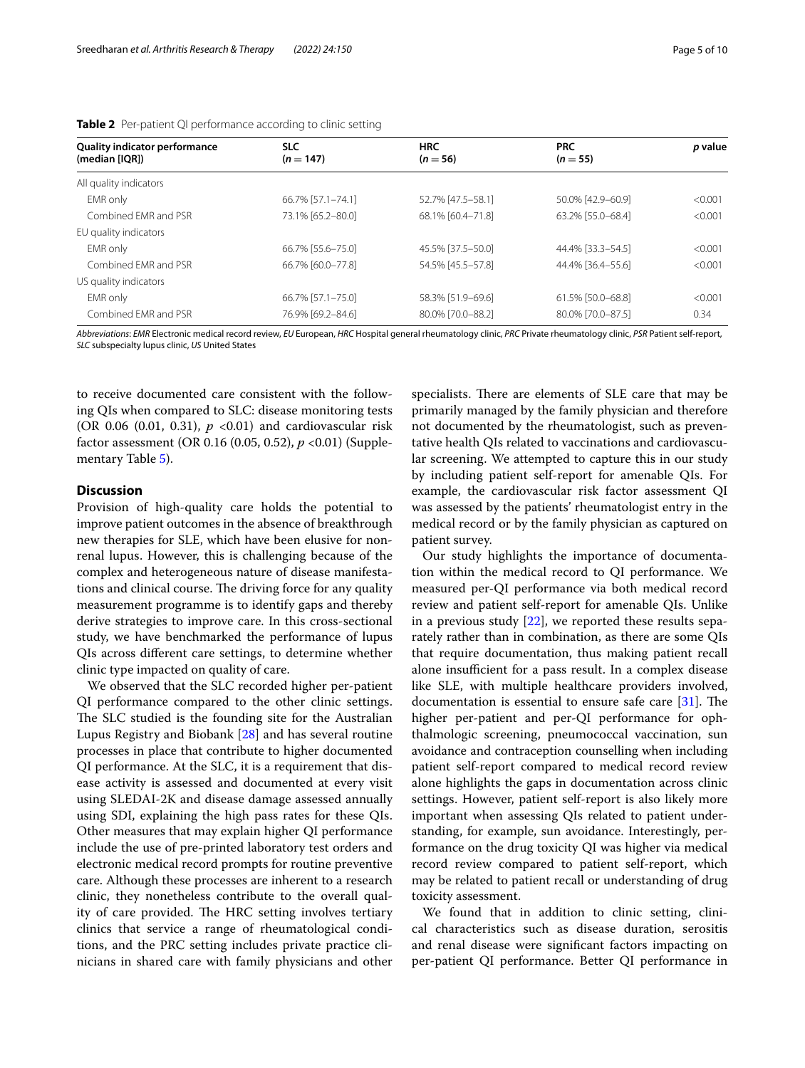**Table 2** Per-patient QI performance according to clinic setting

| Quality indicator performance (median [IQR]) | SLC (n = 147) | HRC (n = 56) | PRC (n = 55) | p value |
|---|---|---|---|---|
| All quality indicators | | | | |
| EMR only | 66.7% [57.1–74.1] | 52.7% [47.5–58.1] | 50.0% [42.9–60.9] | <0.001 |
| Combined EMR and PSR | 73.1% [65.2–80.0] | 68.1% [60.4–71.8] | 63.2% [55.0–68.4] | <0.001 |
| EU quality indicators | | | | |
| EMR only | 66.7% [55.6–75.0] | 45.5% [37.5–50.0] | 44.4% [33.3–54.5] | <0.001 |
| Combined EMR and PSR | 66.7% [60.0–77.8] | 54.5% [45.5–57.8] | 44.4% [36.4–55.6] | <0.001 |
| US quality indicators | | | | |
| EMR only | 66.7% [57.1–75.0] | 58.3% [51.9–69.6] | 61.5% [50.0–68.8] | <0.001 |
| Combined EMR and PSR | 76.9% [69.2–84.6] | 80.0% [70.0–88.2] | 80.0% [70.0–87.5] | 0.34 |

*Abbreviations*: *EMR* Electronic medical record review, *EU* European, *HRC* Hospital general rheumatology clinic, *PRC* Private rheumatology clinic, *PSR* Patient self-report, *SLC* subspecialty lupus clinic, *US* United States

to receive documented care consistent with the following QIs when compared to SLC: disease monitoring tests (OR 0.06 (0.01, 0.31), $p$ <0.01) and cardiovascular risk factor assessment (OR 0.16 (0.05, 0.52), $p$ <0.01) (Supplementary Table 5).

## Discussion

Provision of high-quality care holds the potential to improve patient outcomes in the absence of breakthrough new therapies for SLE, which have been elusive for non-renal lupus. However, this is challenging because of the complex and heterogeneous nature of disease manifestations and clinical course. The driving force for any quality measurement programme is to identify gaps and thereby derive strategies to improve care. In this cross-sectional study, we have benchmarked the performance of lupus QIs across different care settings, to determine whether clinic type impacted on quality of care.

We observed that the SLC recorded higher per-patient QI performance compared to the other clinic settings. The SLC studied is the founding site for the Australian Lupus Registry and Biobank [28] and has several routine processes in place that contribute to higher documented QI performance. At the SLC, it is a requirement that disease activity is assessed and documented at every visit using SLEDAI-2K and disease damage assessed annually using SDI, explaining the high pass rates for these QIs. Other measures that may explain higher QI performance include the use of pre-printed laboratory test orders and electronic medical record prompts for routine preventive care. Although these processes are inherent to a research clinic, they nonetheless contribute to the overall quality of care provided. The HRC setting involves tertiary clinics that service a range of rheumatological conditions, and the PRC setting includes private practice clinicians in shared care with family physicians and other specialists. There are elements of SLE care that may be primarily managed by the family physician and therefore not documented by the rheumatologist, such as preventative health QIs related to vaccinations and cardiovascular screening. We attempted to capture this in our study by including patient self-report for amenable QIs. For example, the cardiovascular risk factor assessment QI was assessed by the patients' rheumatologist entry in the medical record or by the family physician as captured on patient survey.

Our study highlights the importance of documentation within the medical record to QI performance. We measured per-QI performance via both medical record review and patient self-report for amenable QIs. Unlike in a previous study [22], we reported these results separately rather than in combination, as there are some QIs that require documentation, thus making patient recall alone insufficient for a pass result. In a complex disease like SLE, with multiple healthcare providers involved, documentation is essential to ensure safe care [31]. The higher per-patient and per-QI performance for ophthalmologic screening, pneumococcal vaccination, sun avoidance and contraception counselling when including patient self-report compared to medical record review alone highlights the gaps in documentation across clinic settings. However, patient self-report is also likely more important when assessing QIs related to patient understanding, for example, sun avoidance. Interestingly, performance on the drug toxicity QI was higher via medical record review compared to patient self-report, which may be related to patient recall or understanding of drug toxicity assessment.

We found that in addition to clinic setting, clinical characteristics such as disease duration, serositis and renal disease were significant factors impacting on per-patient QI performance. Better QI performance in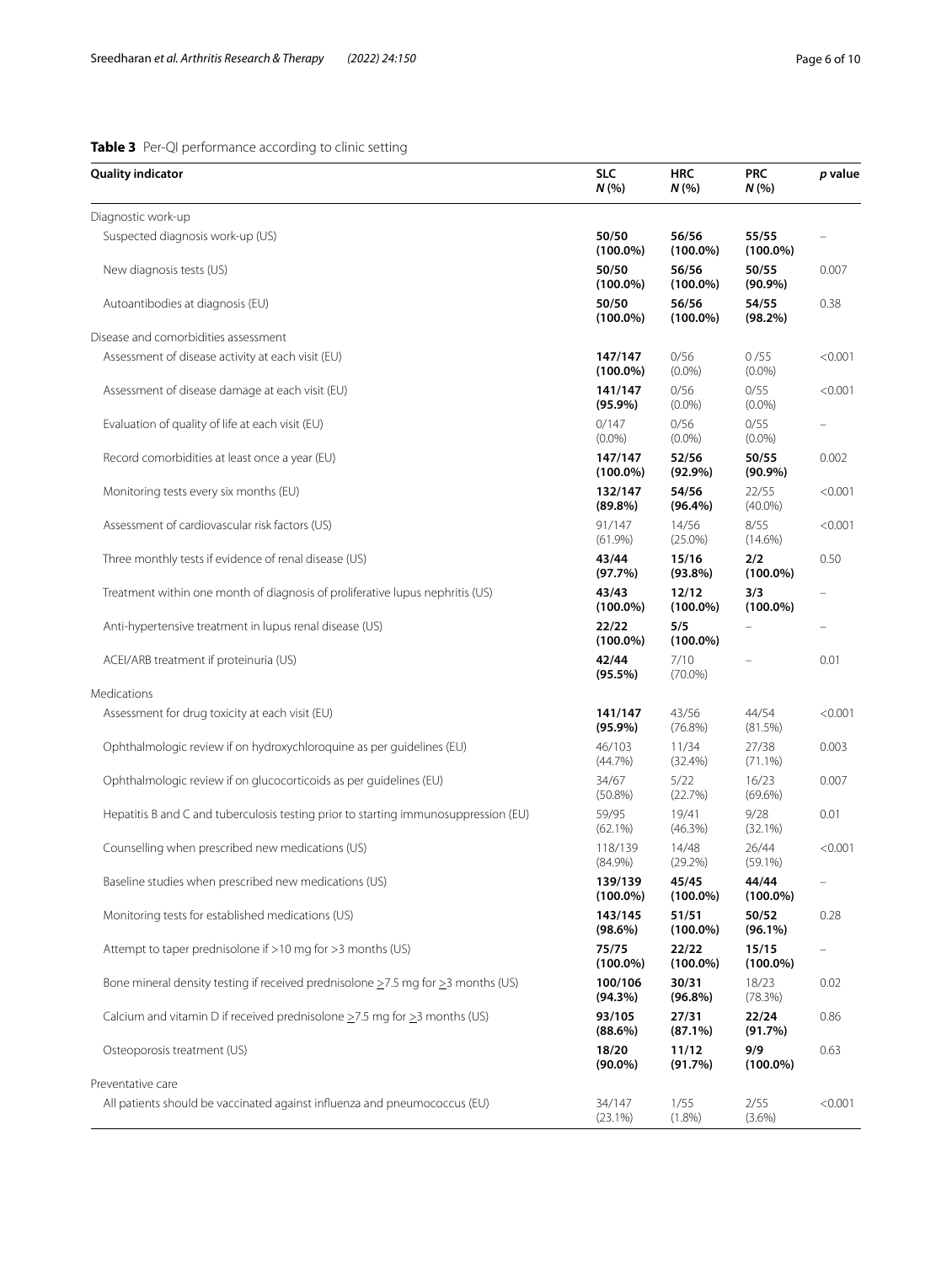**Table 3** Per-QI performance according to clinic setting

| Quality indicator | SLC<br>*N* (%) | HRC<br>*N* (%) | PRC<br>*N* (%) | *p* value |
|---|---|---|---|---|
| Diagnostic work-up | | | | |
| Suspected diagnosis work-up (US) | **50/50 (100.0%)** | **56/56 (100.0%)** | **55/55 (100.0%)** | – |
| New diagnosis tests (US) | **50/50 (100.0%)** | **56/56 (100.0%)** | **50/55 (90.9%)** | 0.007 |
| Autoantibodies at diagnosis (EU) | **50/50 (100.0%)** | **56/56 (100.0%)** | **54/55 (98.2%)** | 0.38 |
| Disease and comorbidities assessment | | | | |
| Assessment of disease activity at each visit (EU) | **147/147 (100.0%)** | 0/56 (0.0%) | 0 /55 (0.0%) | <0.001 |
| Assessment of disease damage at each visit (EU) | **141/147 (95.9%)** | 0/56 (0.0%) | 0/55 (0.0%) | <0.001 |
| Evaluation of quality of life at each visit (EU) | 0/147 (0.0%) | 0/56 (0.0%) | 0/55 (0.0%) | – |
| Record comorbidities at least once a year (EU) | **147/147 (100.0%)** | **52/56 (92.9%)** | **50/55 (90.9%)** | 0.002 |
| Monitoring tests every six months (EU) | **132/147 (89.8%)** | **54/56 (96.4%)** | 22/55 (40.0%) | <0.001 |
| Assessment of cardiovascular risk factors (US) | 91/147 (61.9%) | 14/56 (25.0%) | 8/55 (14.6%) | <0.001 |
| Three monthly tests if evidence of renal disease (US) | **43/44 (97.7%)** | **15/16 (93.8%)** | **2/2 (100.0%)** | 0.50 |
| Treatment within one month of diagnosis of proliferative lupus nephritis (US) | **43/43 (100.0%)** | **12/12 (100.0%)** | **3/3 (100.0%)** | – |
| Anti-hypertensive treatment in lupus renal disease (US) | **22/22 (100.0%)** | **5/5 (100.0%)** | – | – |
| ACEI/ARB treatment if proteinuria (US) | **42/44 (95.5%)** | 7/10 (70.0%) | – | 0.01 |
| Medications | | | | |
| Assessment for drug toxicity at each visit (EU) | **141/147 (95.9%)** | 43/56 (76.8%) | 44/54 (81.5%) | <0.001 |
| Ophthalmologic review if on hydroxychloroquine as per guidelines (EU) | 46/103 (44.7%) | 11/34 (32.4%) | 27/38 (71.1%) | 0.003 |
| Ophthalmologic review if on glucocorticoids as per guidelines (EU) | 34/67 (50.8%) | 5/22 (22.7%) | 16/23 (69.6%) | 0.007 |
| Hepatitis B and C and tuberculosis testing prior to starting immunosuppression (EU) | 59/95 (62.1%) | 19/41 (46.3%) | 9/28 (32.1%) | 0.01 |
| Counselling when prescribed new medications (US) | 118/139 (84.9%) | 14/48 (29.2%) | 26/44 (59.1%) | <0.001 |
| Baseline studies when prescribed new medications (US) | **139/139 (100.0%)** | **45/45 (100.0%)** | **44/44 (100.0%)** | – |
| Monitoring tests for established medications (US) | **143/145 (98.6%)** | **51/51 (100.0%)** | **50/52 (96.1%)** | 0.28 |
| Attempt to taper prednisolone if >10 mg for >3 months (US) | **75/75 (100.0%)** | **22/22 (100.0%)** | **15/15 (100.0%)** | – |
| Bone mineral density testing if received prednisolone ≥7.5 mg for ≥3 months (US) | **100/106 (94.3%)** | **30/31 (96.8%)** | 18/23 (78.3%) | 0.02 |
| Calcium and vitamin D if received prednisolone ≥7.5 mg for ≥3 months (US) | **93/105 (88.6%)** | **27/31 (87.1%)** | **22/24 (91.7%)** | 0.86 |
| Osteoporosis treatment (US) | **18/20 (90.0%)** | **11/12 (91.7%)** | **9/9 (100.0%)** | 0.63 |
| Preventative care | | | | |
| All patients should be vaccinated against influenza and pneumococcus (EU) | 34/147 (23.1%) | 1/55 (1.8%) | 2/55 (3.6%) | <0.001 |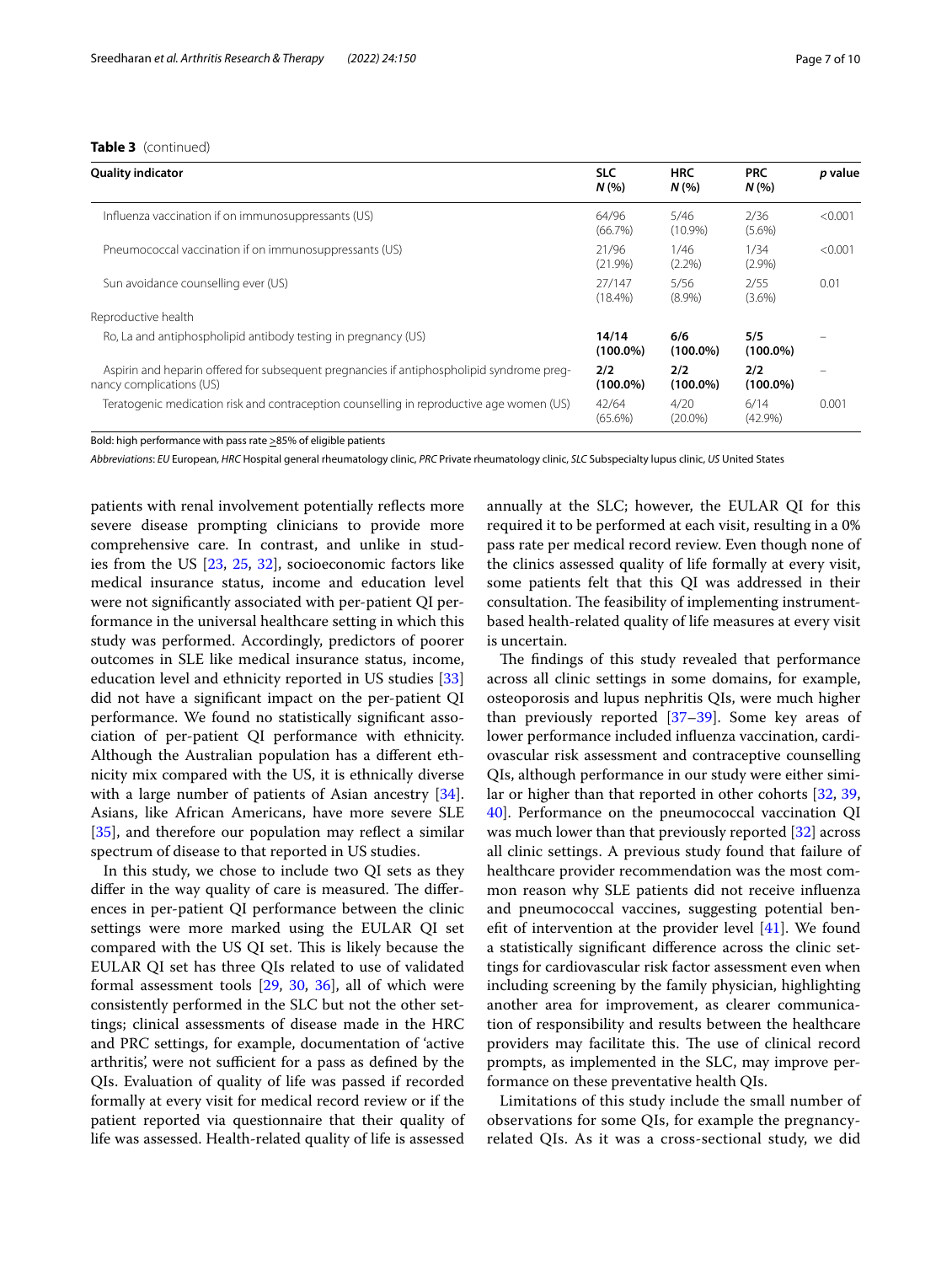**Table 3** (continued)

| Quality indicator | SLC N (%) | HRC N (%) | PRC N (%) | p value |
|---|---|---|---|---|
| Influenza vaccination if on immunosuppressants (US) | 64/96 (66.7%) | 5/46 (10.9%) | 2/36 (5.6%) | <0.001 |
| Pneumococcal vaccination if on immunosuppressants (US) | 21/96 (21.9%) | 1/46 (2.2%) | 1/34 (2.9%) | <0.001 |
| Sun avoidance counselling ever (US) | 27/147 (18.4%) | 5/56 (8.9%) | 2/55 (3.6%) | 0.01 |
| Reproductive health | | | | |
| Ro, La and antiphospholipid antibody testing in pregnancy (US) | **14/14 (100.0%)** | **6/6 (100.0%)** | **5/5 (100.0%)** | – |
| Aspirin and heparin offered for subsequent pregnancies if antiphospholipid syndrome pregnancy complications (US) | **2/2 (100.0%)** | **2/2 (100.0%)** | **2/2 (100.0%)** | – |
| Teratogenic medication risk and contraception counselling in reproductive age women (US) | 42/64 (65.6%) | 4/20 (20.0%) | 6/14 (42.9%) | 0.001 |

Bold: high performance with pass rate ≥85% of eligible patients

*Abbreviations*: *EU* European, *HRC* Hospital general rheumatology clinic, *PRC* Private rheumatology clinic, *SLC* Subspecialty lupus clinic, *US* United States

patients with renal involvement potentially reflects more severe disease prompting clinicians to provide more comprehensive care. In contrast, and unlike in studies from the US [23, 25, 32], socioeconomic factors like medical insurance status, income and education level were not significantly associated with per-patient QI performance in the universal healthcare setting in which this study was performed. Accordingly, predictors of poorer outcomes in SLE like medical insurance status, income, education level and ethnicity reported in US studies [33] did not have a significant impact on the per-patient QI performance. We found no statistically significant association of per-patient QI performance with ethnicity. Although the Australian population has a different ethnicity mix compared with the US, it is ethnically diverse with a large number of patients of Asian ancestry [34]. Asians, like African Americans, have more severe SLE [35], and therefore our population may reflect a similar spectrum of disease to that reported in US studies.

In this study, we chose to include two QI sets as they differ in the way quality of care is measured. The differences in per-patient QI performance between the clinic settings were more marked using the EULAR QI set compared with the US QI set. This is likely because the EULAR QI set has three QIs related to use of validated formal assessment tools [29, 30, 36], all of which were consistently performed in the SLC but not the other settings; clinical assessments of disease made in the HRC and PRC settings, for example, documentation of 'active arthritis', were not sufficient for a pass as defined by the QIs. Evaluation of quality of life was passed if recorded formally at every visit for medical record review or if the patient reported via questionnaire that their quality of life was assessed. Health-related quality of life is assessed annually at the SLC; however, the EULAR QI for this required it to be performed at each visit, resulting in a 0% pass rate per medical record review. Even though none of the clinics assessed quality of life formally at every visit, some patients felt that this QI was addressed in their consultation. The feasibility of implementing instrument-based health-related quality of life measures at every visit is uncertain.

The findings of this study revealed that performance across all clinic settings in some domains, for example, osteoporosis and lupus nephritis QIs, were much higher than previously reported [37–39]. Some key areas of lower performance included influenza vaccination, cardiovascular risk assessment and contraceptive counselling QIs, although performance in our study were either similar or higher than that reported in other cohorts [32, 39, 40]. Performance on the pneumococcal vaccination QI was much lower than that previously reported [32] across all clinic settings. A previous study found that failure of healthcare provider recommendation was the most common reason why SLE patients did not receive influenza and pneumococcal vaccines, suggesting potential benefit of intervention at the provider level [41]. We found a statistically significant difference across the clinic settings for cardiovascular risk factor assessment even when including screening by the family physician, highlighting another area for improvement, as clearer communication of responsibility and results between the healthcare providers may facilitate this. The use of clinical record prompts, as implemented in the SLC, may improve performance on these preventative health QIs.

Limitations of this study include the small number of observations for some QIs, for example the pregnancy-related QIs. As it was a cross-sectional study, we did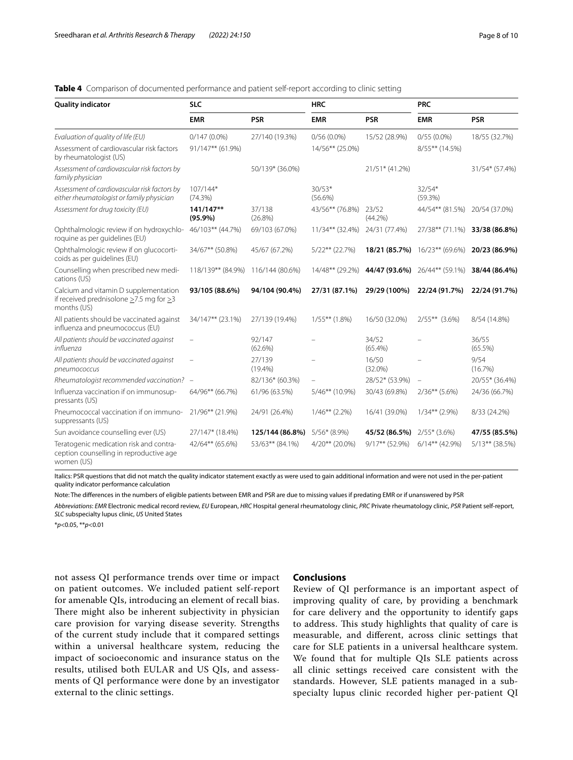**Table 4** Comparison of documented performance and patient self-report according to clinic setting

| Quality indicator | SLC | | HRC | | PRC | |
|---|---|---|---|---|---|---|
| | **EMR** | **PSR** | **EMR** | **PSR** | **EMR** | **PSR** |
| *Evaluation of quality of life (EU)* | 0/147 (0.0%) | 27/140 (19.3%) | 0/56 (0.0%) | 15/52 (28.9%) | 0/55 (0.0%) | 18/55 (32.7%) |
| Assessment of cardiovascular risk factors by rheumatologist (US) | 91/147** (61.9%) | | 14/56** (25.0%) | | 8/55** (14.5%) | |
| *Assessment of cardiovascular risk factors by family physician* | | 50/139* (36.0%) | | 21/51* (41.2%) | | 31/54* (57.4%) |
| *Assessment of cardiovascular risk factors by either rheumatologist or family physician* | 107/144* (74.3%) | | 30/53* (56.6%) | | 32/54* (59.3%) | |
| *Assessment for drug toxicity (EU)* | **141/147** (95.9%)** | 37/138 (26.8%) | 43/56** (76.8%) | 23/52 (44.2%) | 44/54** (81.5%) | 20/54 (37.0%) |
| Ophthalmologic review if on hydroxychloroquine as per guidelines (EU) | 46/103** (44.7%) | 69/103 (67.0%) | 11/34** (32.4%) | 24/31 (77.4%) | 27/38** (71.1%) | **33/38 (86.8%)** |
| Ophthalmologic review if on glucocorticoids as per guidelines (EU) | 34/67** (50.8%) | 45/67 (67.2%) | 5/22** (22.7%) | **18/21 (85.7%)** | 16/23** (69.6%) | **20/23 (86.9%)** |
| Counselling when prescribed new medications (US) | 118/139** (84.9%) | 116/144 (80.6%) | 14/48** (29.2%) | **44/47 (93.6%)** | 26/44** (59.1%) | **38/44 (86.4%)** |
| Calcium and vitamin D supplementation if received prednisolone ≥7.5 mg for ≥3 months (US) | **93/105 (88.6%)** | **94/104 (90.4%)** | **27/31 (87.1%)** | **29/29 (100%)** | **22/24 (91.7%)** | **22/24 (91.7%)** |
| All patients should be vaccinated against influenza and pneumococcus (EU) | 34/147** (23.1%) | 27/139 (19.4%) | 1/55** (1.8%) | 16/50 (32.0%) | 2/55** (3.6%) | 8/54 (14.8%) |
| *All patients should be vaccinated against influenza* | – | 92/147 (62.6%) | – | 34/52 (65.4%) | – | 36/55 (65.5%) |
| *All patients should be vaccinated against pneumococcus* | – | 27/139 (19.4%) | – | 16/50 (32.0%) | – | 9/54 (16.7%) |
| *Rheumatologist recommended vaccination?* | – | 82/136* (60.3%) | – | 28/52* (53.9%) | – | 20/55* (36.4%) |
| Influenza vaccination if on immunosuppressants (US) | 64/96** (66.7%) | 61/96 (63.5%) | 5/46** (10.9%) | 30/43 (69.8%) | 2/36** (5.6%) | 24/36 (66.7%) |
| Pneumococcal vaccination if on immunosuppressants (US) | 21/96** (21.9%) | 24/91 (26.4%) | 1/46** (2.2%) | 16/41 (39.0%) | 1/34** (2.9%) | 8/33 (24.2%) |
| Sun avoidance counselling ever (US) | 27/147* (18.4%) | **125/144 (86.8%)** | 5/56* (8.9%) | **45/52 (86.5%)** | 2/55* (3.6%) | **47/55 (85.5%)** |
| Teratogenic medication risk and contraception counselling in reproductive age women (US) | 42/64** (65.6%) | 53/63** (84.1%) | 4/20** (20.0%) | 9/17** (52.9%) | 6/14** (42.9%) | 5/13** (38.5%) |

Italics: PSR questions that did not match the quality indicator statement exactly as were used to gain additional information and were not used in the per-patient quality indicator performance calculation

Note: The differences in the numbers of eligible patients between EMR and PSR are due to missing values if predating EMR or if unanswered by PSR

*Abbreviations*: *EMR* Electronic medical record review, *EU* European, *HRC* Hospital general rheumatology clinic, *PRC* Private rheumatology clinic, *PSR* Patient self-report, *SLC* subspecialty lupus clinic, *US* United States

*$p<0.05$, **$p<0.01$

not assess QI performance trends over time or impact on patient outcomes. We included patient self-report for amenable QIs, introducing an element of recall bias. There might also be inherent subjectivity in physician care provision for varying disease severity. Strengths of the current study include that it compared settings within a universal healthcare system, reducing the impact of socioeconomic and insurance status on the results, utilised both EULAR and US QIs, and assessments of QI performance were done by an investigator external to the clinic settings.

## Conclusions

Review of QI performance is an important aspect of improving quality of care, by providing a benchmark for care delivery and the opportunity to identify gaps to address. This study highlights that quality of care is measurable, and different, across clinic settings that care for SLE patients in a universal healthcare system. We found that for multiple QIs SLE patients across all clinic settings received care consistent with the standards. However, SLE patients managed in a subspecialty lupus clinic recorded higher per-patient QI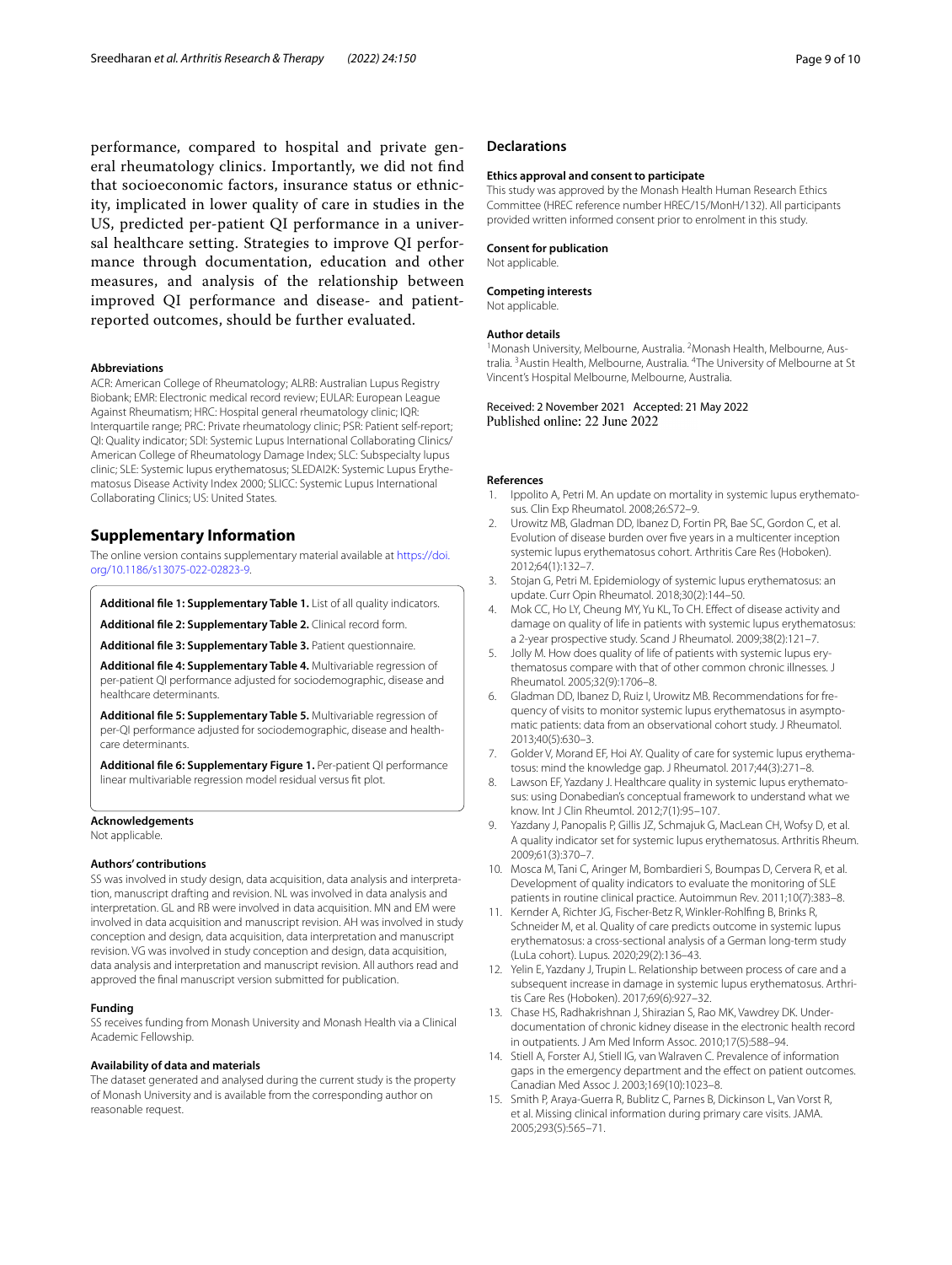performance, compared to hospital and private general rheumatology clinics. Importantly, we did not find that socioeconomic factors, insurance status or ethnicity, implicated in lower quality of care in studies in the US, predicted per-patient QI performance in a universal healthcare setting. Strategies to improve QI performance through documentation, education and other measures, and analysis of the relationship between improved QI performance and disease- and patient-reported outcomes, should be further evaluated.

#### Abbreviations

ACR: American College of Rheumatology; ALRB: Australian Lupus Registry Biobank; EMR: Electronic medical record review; EULAR: European League Against Rheumatism; HRC: Hospital general rheumatology clinic; IQR: Interquartile range; PRC: Private rheumatology clinic; PSR: Patient self-report; QI: Quality indicator; SDI: Systemic Lupus International Collaborating Clinics/American College of Rheumatology Damage Index; SLC: Subspecialty lupus clinic; SLE: Systemic lupus erythematosus; SLEDAI2K: Systemic Lupus Erythematosus Disease Activity Index 2000; SLICC: Systemic Lupus International Collaborating Clinics; US: United States.

## Supplementary Information

The online version contains supplementary material available at https://doi.org/10.1186/s13075-022-02823-9.

**Additional file 1: Supplementary Table 1.** List of all quality indicators.

**Additional file 2: Supplementary Table 2.** Clinical record form.

**Additional file 3: Supplementary Table 3.** Patient questionnaire.

**Additional file 4: Supplementary Table 4.** Multivariable regression of per-patient QI performance adjusted for sociodemographic, disease and healthcare determinants.

**Additional file 5: Supplementary Table 5.** Multivariable regression of per-QI performance adjusted for sociodemographic, disease and healthcare determinants.

**Additional file 6: Supplementary Figure 1.** Per-patient QI performance linear multivariable regression model residual versus fit plot.

#### Acknowledgements

Not applicable.

#### Authors' contributions

SS was involved in study design, data acquisition, data analysis and interpretation, manuscript drafting and revision. NL was involved in data analysis and interpretation. GL and RB were involved in data acquisition. MN and EM were involved in data acquisition and manuscript revision. AH was involved in study conception and design, data acquisition, data interpretation and manuscript revision. VG was involved in study conception and design, data acquisition, data analysis and interpretation and manuscript revision. All authors read and approved the final manuscript version submitted for publication.

#### Funding

SS receives funding from Monash University and Monash Health via a Clinical Academic Fellowship.

#### Availability of data and materials

The dataset generated and analysed during the current study is the property of Monash University and is available from the corresponding author on reasonable request.

## Declarations

#### Ethics approval and consent to participate

This study was approved by the Monash Health Human Research Ethics Committee (HREC reference number HREC/15/MonH/132). All participants provided written informed consent prior to enrolment in this study.

#### Consent for publication

Not applicable.

#### Competing interests

Not applicable.

#### Author details

[1]Monash University, Melbourne, Australia. [2]Monash Health, Melbourne, Australia. [3]Austin Health, Melbourne, Australia. [4]The University of Melbourne at St Vincent's Hospital Melbourne, Melbourne, Australia.

Received: 2 November 2021 Accepted: 21 May 2022
Published online: 22 June 2022

#### References

1. Ippolito A, Petri M. An update on mortality in systemic lupus erythematosus. Clin Exp Rheumatol. 2008;26:S72–9.
2. Urowitz MB, Gladman DD, Ibanez D, Fortin PR, Bae SC, Gordon C, et al. Evolution of disease burden over five years in a multicenter inception systemic lupus erythematosus cohort. Arthritis Care Res (Hoboken). 2012;64(1):132–7.
3. Stojan G, Petri M. Epidemiology of systemic lupus erythematosus: an update. Curr Opin Rheumatol. 2018;30(2):144–50.
4. Mok CC, Ho LY, Cheung MY, Yu KL, To CH. Effect of disease activity and damage on quality of life in patients with systemic lupus erythematosus: a 2-year prospective study. Scand J Rheumatol. 2009;38(2):121–7.
5. Jolly M. How does quality of life of patients with systemic lupus erythematosus compare with that of other common chronic illnesses. J Rheumatol. 2005;32(9):1706–8.
6. Gladman DD, Ibanez D, Ruiz I, Urowitz MB. Recommendations for frequency of visits to monitor systemic lupus erythematosus in asymptomatic patients: data from an observational cohort study. J Rheumatol. 2013;40(5):630–3.
7. Golder V, Morand EF, Hoi AY. Quality of care for systemic lupus erythematosus: mind the knowledge gap. J Rheumatol. 2017;44(3):271–8.
8. Lawson EF, Yazdany J. Healthcare quality in systemic lupus erythematosus: using Donabedian's conceptual framework to understand what we know. Int J Clin Rheumtol. 2012;7(1):95–107.
9. Yazdany J, Panopalis P, Gillis JZ, Schmajuk G, MacLean CH, Wofsy D, et al. A quality indicator set for systemic lupus erythematosus. Arthritis Rheum. 2009;61(3):370–7.
10. Mosca M, Tani C, Aringer M, Bombardieri S, Boumpas D, Cervera R, et al. Development of quality indicators to evaluate the monitoring of SLE patients in routine clinical practice. Autoimmun Rev. 2011;10(7):383–8.
11. Kernder A, Richter JG, Fischer-Betz R, Winkler-Rohlfing B, Brinks R, Schneider M, et al. Quality of care predicts outcome in systemic lupus erythematosus: a cross-sectional analysis of a German long-term study (LuLa cohort). Lupus. 2020;29(2):136–43.
12. Yelin E, Yazdany J, Trupin L. Relationship between process of care and a subsequent increase in damage in systemic lupus erythematosus. Arthritis Care Res (Hoboken). 2017;69(6):927–32.
13. Chase HS, Radhakrishnan J, Shirazian S, Rao MK, Vawdrey DK. Under-documentation of chronic kidney disease in the electronic health record in outpatients. J Am Med Inform Assoc. 2010;17(5):588–94.
14. Stiell A, Forster AJ, Stiell IG, van Walraven C. Prevalence of information gaps in the emergency department and the effect on patient outcomes. Canadian Med Assoc J. 2003;169(10):1023–8.
15. Smith P, Araya-Guerra R, Bublitz C, Parnes B, Dickinson L, Van Vorst R, et al. Missing clinical information during primary care visits. JAMA. 2005;293(5):565–71.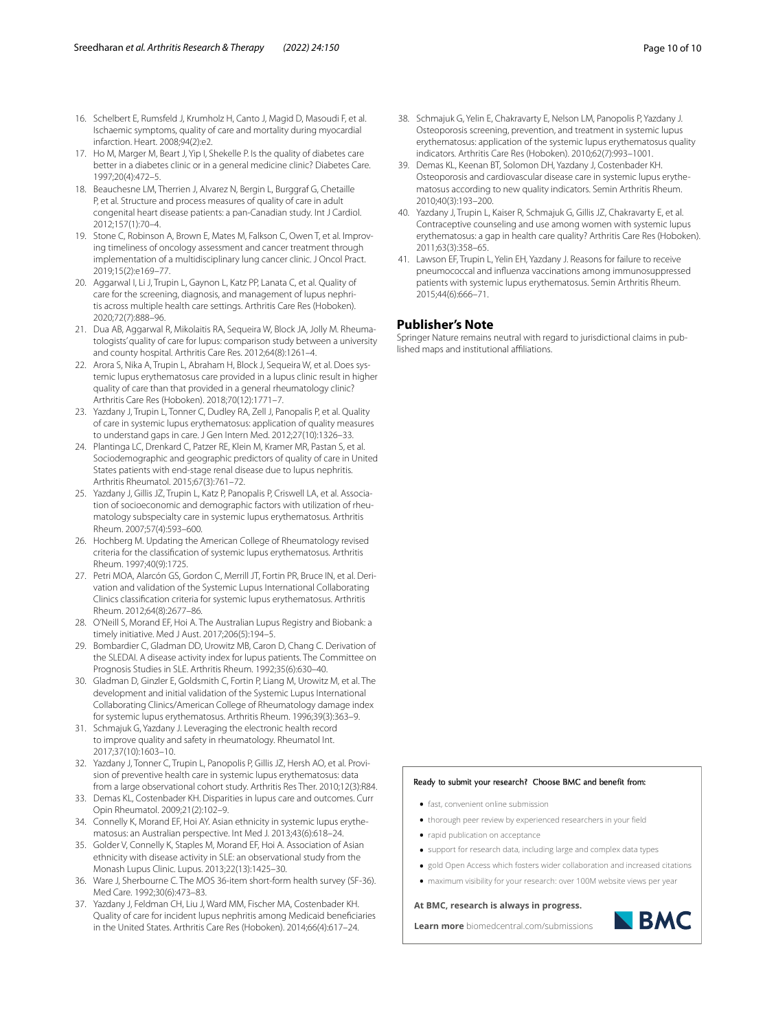16. Schelbert E, Rumsfeld J, Krumholz H, Canto J, Magid D, Masoudi F, et al. Ischaemic symptoms, quality of care and mortality during myocardial infarction. Heart. 2008;94(2):e2.
17. Ho M, Marger M, Beart J, Yip I, Shekelle P. Is the quality of diabetes care better in a diabetes clinic or in a general medicine clinic? Diabetes Care. 1997;20(4):472–5.
18. Beauchesne LM, Therrien J, Alvarez N, Bergin L, Burggraf G, Chetaille P, et al. Structure and process measures of quality of care in adult congenital heart disease patients: a pan-Canadian study. Int J Cardiol. 2012;157(1):70–4.
19. Stone C, Robinson A, Brown E, Mates M, Falkson C, Owen T, et al. Improving timeliness of oncology assessment and cancer treatment through implementation of a multidisciplinary lung cancer clinic. J Oncol Pract. 2019;15(2):e169–77.
20. Aggarwal I, Li J, Trupin L, Gaynon L, Katz PP, Lanata C, et al. Quality of care for the screening, diagnosis, and management of lupus nephritis across multiple health care settings. Arthritis Care Res (Hoboken). 2020;72(7):888–96.
21. Dua AB, Aggarwal R, Mikolaitis RA, Sequeira W, Block JA, Jolly M. Rheumatologists' quality of care for lupus: comparison study between a university and county hospital. Arthritis Care Res. 2012;64(8):1261–4.
22. Arora S, Nika A, Trupin L, Abraham H, Block J, Sequeira W, et al. Does systemic lupus erythematosus care provided in a lupus clinic result in higher quality of care than that provided in a general rheumatology clinic? Arthritis Care Res (Hoboken). 2018;70(12):1771–7.
23. Yazdany J, Trupin L, Tonner C, Dudley RA, Zell J, Panopalis P, et al. Quality of care in systemic lupus erythematosus: application of quality measures to understand gaps in care. J Gen Intern Med. 2012;27(10):1326–33.
24. Plantinga LC, Drenkard C, Patzer RE, Klein M, Kramer MR, Pastan S, et al. Sociodemographic and geographic predictors of quality of care in United States patients with end-stage renal disease due to lupus nephritis. Arthritis Rheumatol. 2015;67(3):761–72.
25. Yazdany J, Gillis JZ, Trupin L, Katz P, Panopalis P, Criswell LA, et al. Association of socioeconomic and demographic factors with utilization of rheumatology subspecialty care in systemic lupus erythematosus. Arthritis Rheum. 2007;57(4):593–600.
26. Hochberg M. Updating the American College of Rheumatology revised criteria for the classification of systemic lupus erythematosus. Arthritis Rheum. 1997;40(9):1725.
27. Petri MOA, Alarcón GS, Gordon C, Merrill JT, Fortin PR, Bruce IN, et al. Derivation and validation of the Systemic Lupus International Collaborating Clinics classification criteria for systemic lupus erythematosus. Arthritis Rheum. 2012;64(8):2677–86.
28. O'Neill S, Morand EF, Hoi A. The Australian Lupus Registry and Biobank: a timely initiative. Med J Aust. 2017;206(5):194–5.
29. Bombardier C, Gladman DD, Urowitz MB, Caron D, Chang C. Derivation of the SLEDAI. A disease activity index for lupus patients. The Committee on Prognosis Studies in SLE. Arthritis Rheum. 1992;35(6):630–40.
30. Gladman D, Ginzler E, Goldsmith C, Fortin P, Liang M, Urowitz M, et al. The development and initial validation of the Systemic Lupus International Collaborating Clinics/American College of Rheumatology damage index for systemic lupus erythematosus. Arthritis Rheum. 1996;39(3):363–9.
31. Schmajuk G, Yazdany J. Leveraging the electronic health record to improve quality and safety in rheumatology. Rheumatol Int. 2017;37(10):1603–10.
32. Yazdany J, Tonner C, Trupin L, Panopalis P, Gillis JZ, Hersh AO, et al. Provision of preventive health care in systemic lupus erythematosus: data from a large observational cohort study. Arthritis Res Ther. 2010;12(3):R84.
33. Demas KL, Costenbader KH. Disparities in lupus care and outcomes. Curr Opin Rheumatol. 2009;21(2):102–9.
34. Connelly K, Morand EF, Hoi AY. Asian ethnicity in systemic lupus erythematosus: an Australian perspective. Int Med J. 2013;43(6):618–24.
35. Golder V, Connelly K, Staples M, Morand EF, Hoi A. Association of Asian ethnicity with disease activity in SLE: an observational study from the Monash Lupus Clinic. Lupus. 2013;22(13):1425–30.
36. Ware J, Sherbourne C. The MOS 36-item short-form health survey (SF-36). Med Care. 1992;30(6):473–83.
37. Yazdany J, Feldman CH, Liu J, Ward MM, Fischer MA, Costenbader KH. Quality of care for incident lupus nephritis among Medicaid beneficiaries in the United States. Arthritis Care Res (Hoboken). 2014;66(4):617–24.
38. Schmajuk G, Yelin E, Chakravarty E, Nelson LM, Panopolis P, Yazdany J. Osteoporosis screening, prevention, and treatment in systemic lupus erythematosus: application of the systemic lupus erythematosus quality indicators. Arthritis Care Res (Hoboken). 2010;62(7):993–1001.
39. Demas KL, Keenan BT, Solomon DH, Yazdany J, Costenbader KH. Osteoporosis and cardiovascular disease care in systemic lupus erythematosus according to new quality indicators. Semin Arthritis Rheum. 2010;40(3):193–200.
40. Yazdany J, Trupin L, Kaiser R, Schmajuk G, Gillis JZ, Chakravarty E, et al. Contraceptive counseling and use among women with systemic lupus erythematosus: a gap in health care quality? Arthritis Care Res (Hoboken). 2011;63(3):358–65.
41. Lawson EF, Trupin L, Yelin EH, Yazdany J. Reasons for failure to receive pneumococcal and influenza vaccinations among immunosuppressed patients with systemic lupus erythematosus. Semin Arthritis Rheum. 2015;44(6):666–71.

## Publisher's Note

Springer Nature remains neutral with regard to jurisdictional claims in published maps and institutional affiliations.

Ready to submit your research? Choose BMC and benefit from:

- fast, convenient online submission
- thorough peer review by experienced researchers in your field
- rapid publication on acceptance
- support for research data, including large and complex data types
- gold Open Access which fosters wider collaboration and increased citations
- maximum visibility for your research: over 100M website views per year

**At BMC, research is always in progress.**

**Learn more** biomedcentral.com/submissions

BMC